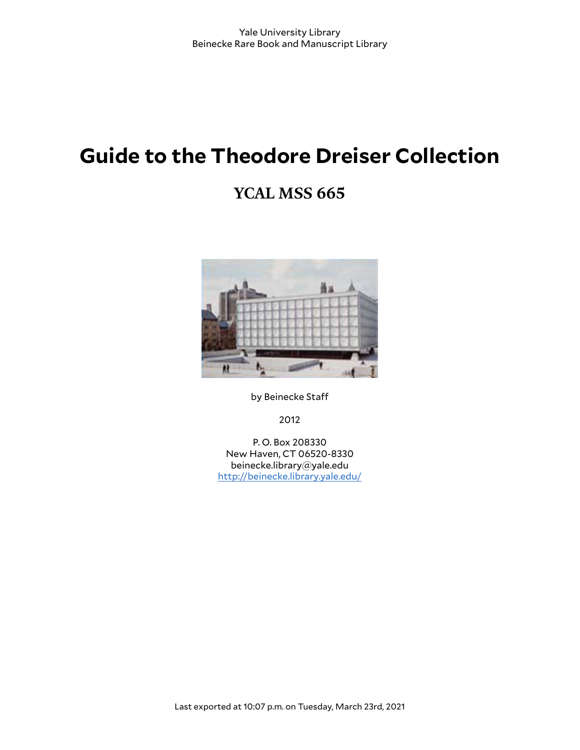Yale University Library
Beinecke Rare Book and Manuscript Library

# Guide to the Theodore Dreiser Collection

## YCAL MSS 665

by Beinecke Staff

2012

P. O. Box 208330
New Haven, CT 06520-8330
beinecke.library@yale.edu
http://beinecke.library.yale.edu/

Last exported at 10:07 p.m. on Tuesday, March 23rd, 2021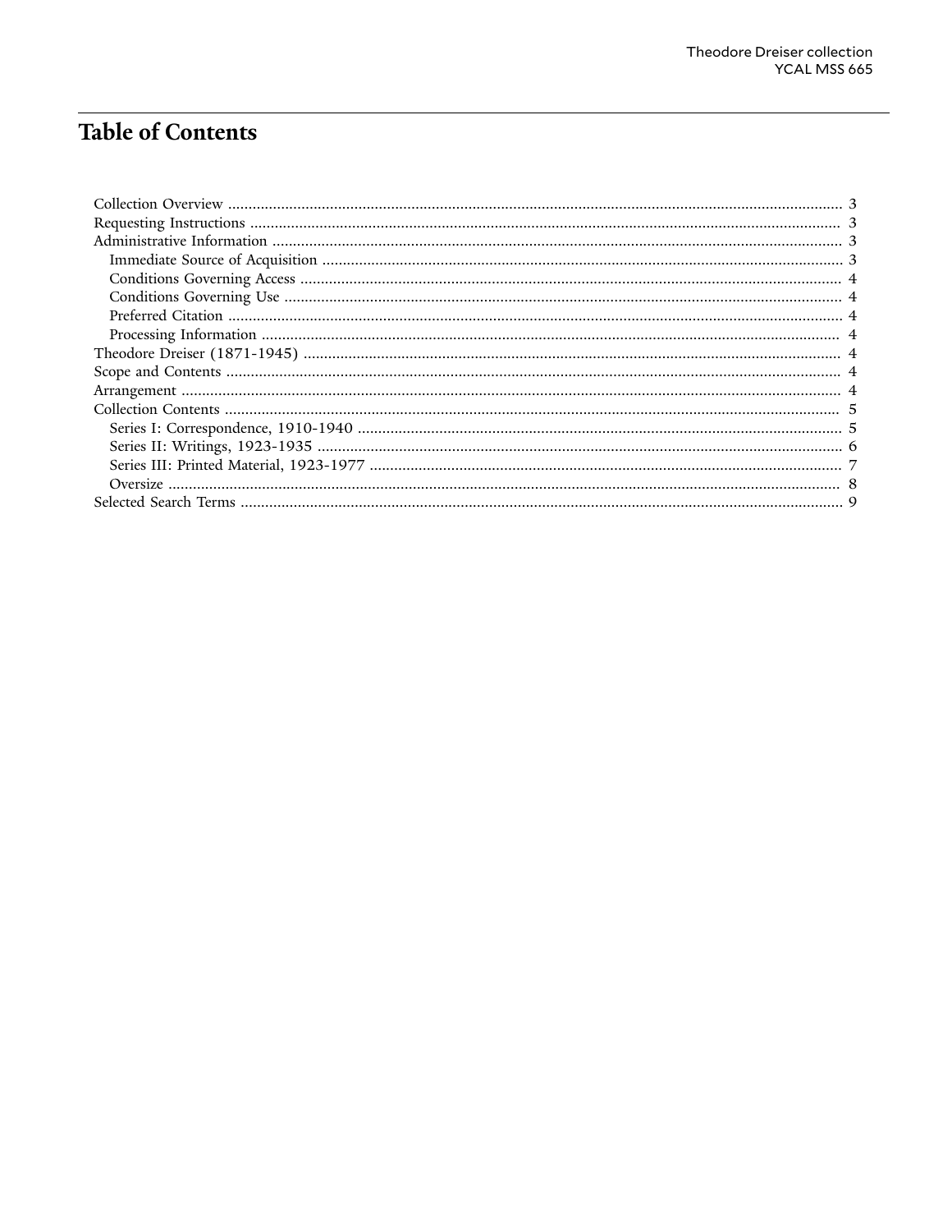# Table of Contents

- Collection Overview ..... 3
- Requesting Instructions ..... 3
- Administrative Information ..... 3
  - Immediate Source of Acquisition ..... 3
  - Conditions Governing Access ..... 4
  - Conditions Governing Use ..... 4
  - Preferred Citation ..... 4
  - Processing Information ..... 4
- Theodore Dreiser (1871-1945) ..... 4
- Scope and Contents ..... 4
- Arrangement ..... 4
- Collection Contents ..... 5
  - Series I: Correspondence, 1910-1940 ..... 5
  - Series II: Writings, 1923-1935 ..... 6
  - Series III: Printed Material, 1923-1977 ..... 7
  - Oversize ..... 8
- Selected Search Terms ..... 9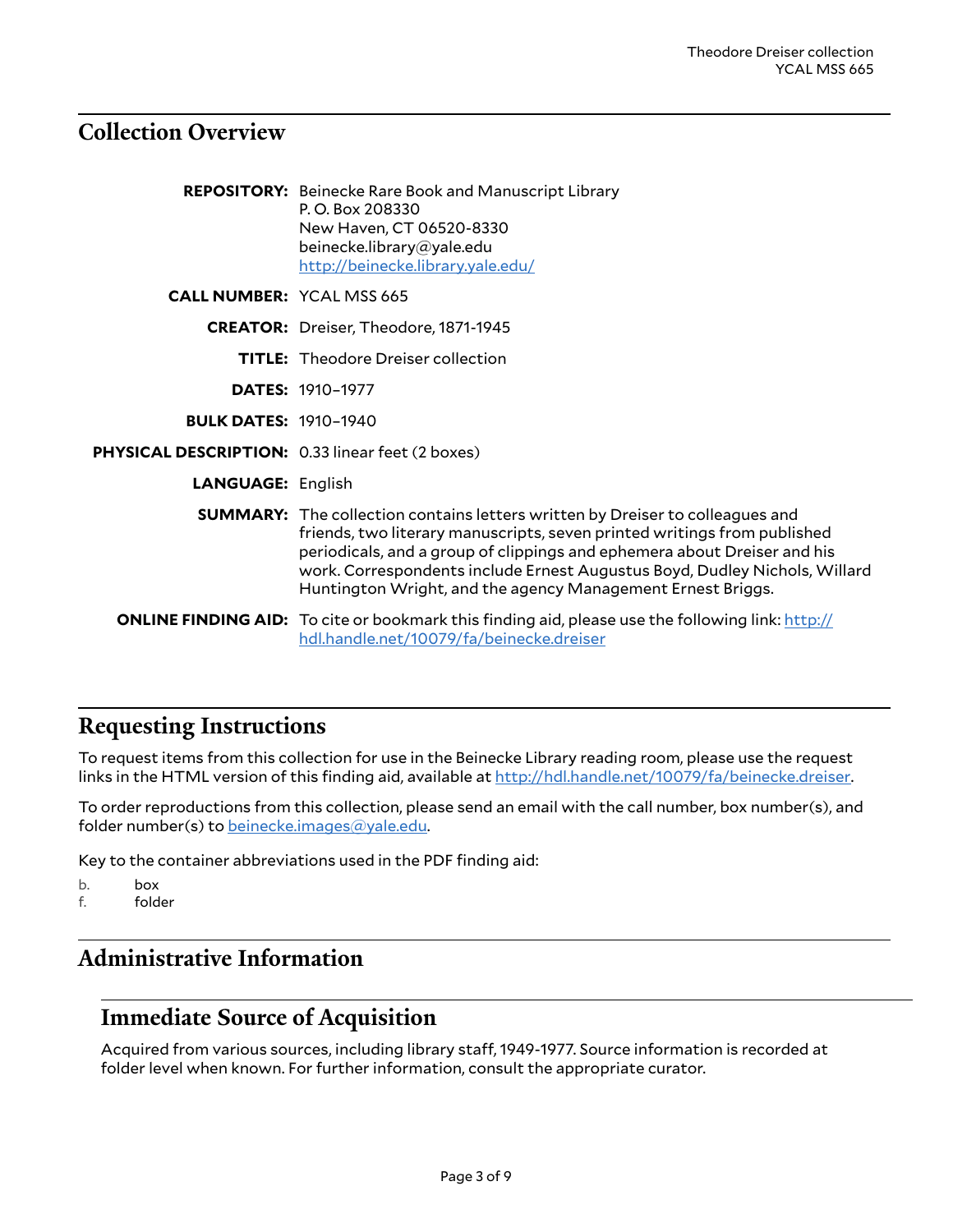## Collection Overview

**REPOSITORY:** Beinecke Rare Book and Manuscript Library
P. O. Box 208330
New Haven, CT 06520-8330
beinecke.library@yale.edu
http://beinecke.library.yale.edu/

**CALL NUMBER:** YCAL MSS 665

**CREATOR:** Dreiser, Theodore, 1871-1945

**TITLE:** Theodore Dreiser collection

**DATES:** 1910–1977

**BULK DATES:** 1910–1940

**PHYSICAL DESCRIPTION:** 0.33 linear feet (2 boxes)

**LANGUAGE:** English

**SUMMARY:** The collection contains letters written by Dreiser to colleagues and friends, two literary manuscripts, seven printed writings from published periodicals, and a group of clippings and ephemera about Dreiser and his work. Correspondents include Ernest Augustus Boyd, Dudley Nichols, Willard Huntington Wright, and the agency Management Ernest Briggs.

**ONLINE FINDING AID:** To cite or bookmark this finding aid, please use the following link: http://hdl.handle.net/10079/fa/beinecke.dreiser

## Requesting Instructions

To request items from this collection for use in the Beinecke Library reading room, please use the request links in the HTML version of this finding aid, available at http://hdl.handle.net/10079/fa/beinecke.dreiser.

To order reproductions from this collection, please send an email with the call number, box number(s), and folder number(s) to beinecke.images@yale.edu.

Key to the container abbreviations used in the PDF finding aid:

b. box
f. folder

## Administrative Information

### Immediate Source of Acquisition

Acquired from various sources, including library staff, 1949-1977. Source information is recorded at folder level when known. For further information, consult the appropriate curator.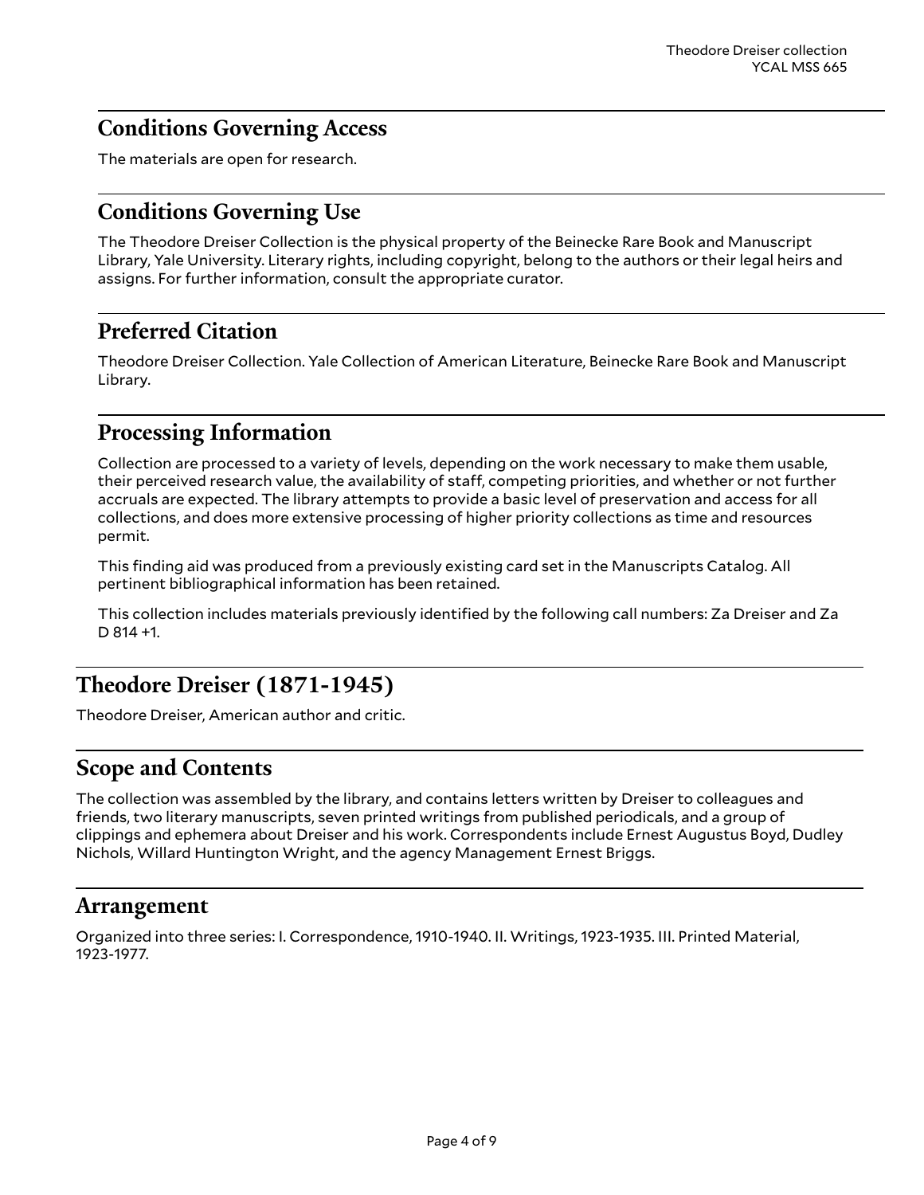## Conditions Governing Access

The materials are open for research.

## Conditions Governing Use

The Theodore Dreiser Collection is the physical property of the Beinecke Rare Book and Manuscript Library, Yale University. Literary rights, including copyright, belong to the authors or their legal heirs and assigns. For further information, consult the appropriate curator.

## Preferred Citation

Theodore Dreiser Collection. Yale Collection of American Literature, Beinecke Rare Book and Manuscript Library.

## Processing Information

Collection are processed to a variety of levels, depending on the work necessary to make them usable, their perceived research value, the availability of staff, competing priorities, and whether or not further accruals are expected. The library attempts to provide a basic level of preservation and access for all collections, and does more extensive processing of higher priority collections as time and resources permit.

This finding aid was produced from a previously existing card set in the Manuscripts Catalog. All pertinent bibliographical information has been retained.

This collection includes materials previously identified by the following call numbers: Za Dreiser and Za D 814 +1.

## Theodore Dreiser (1871-1945)

Theodore Dreiser, American author and critic.

## Scope and Contents

The collection was assembled by the library, and contains letters written by Dreiser to colleagues and friends, two literary manuscripts, seven printed writings from published periodicals, and a group of clippings and ephemera about Dreiser and his work. Correspondents include Ernest Augustus Boyd, Dudley Nichols, Willard Huntington Wright, and the agency Management Ernest Briggs.

## Arrangement

Organized into three series: I. Correspondence, 1910-1940. II. Writings, 1923-1935. III. Printed Material, 1923-1977.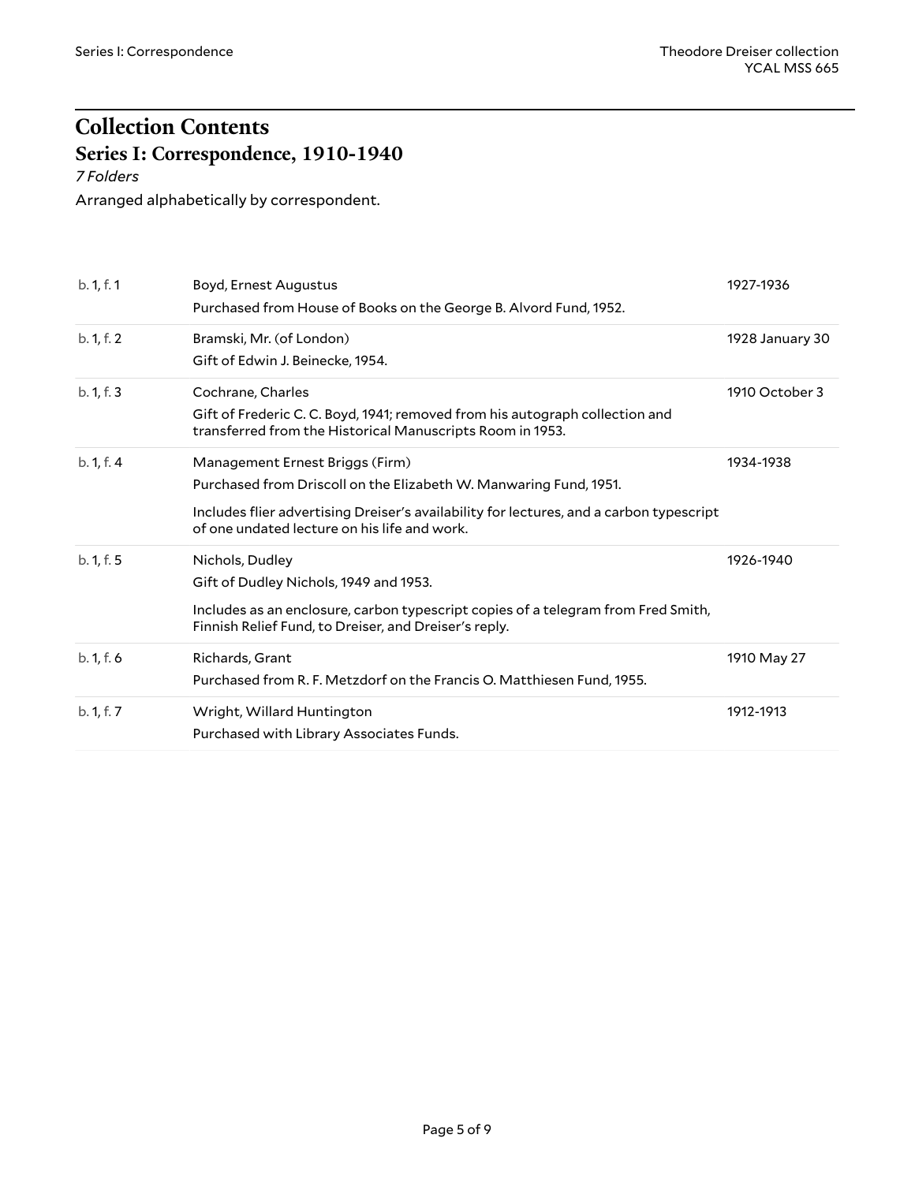# Collection Contents

## Series I: Correspondence, 1910-1940

*7 Folders*

Arranged alphabetically by correspondent.

| | | |
|---|---|---|
| b. 1, f. 1 | Boyd, Ernest Augustus<br>Purchased from House of Books on the George B. Alvord Fund, 1952. | 1927-1936 |
| b. 1, f. 2 | Bramski, Mr. (of London)<br>Gift of Edwin J. Beinecke, 1954. | 1928 January 30 |
| b. 1, f. 3 | Cochrane, Charles<br>Gift of Frederic C. C. Boyd, 1941; removed from his autograph collection and transferred from the Historical Manuscripts Room in 1953. | 1910 October 3 |
| b. 1, f. 4 | Management Ernest Briggs (Firm)<br>Purchased from Driscoll on the Elizabeth W. Manwaring Fund, 1951.<br>Includes flier advertising Dreiser's availability for lectures, and a carbon typescript of one undated lecture on his life and work. | 1934-1938 |
| b. 1, f. 5 | Nichols, Dudley<br>Gift of Dudley Nichols, 1949 and 1953.<br>Includes as an enclosure, carbon typescript copies of a telegram from Fred Smith, Finnish Relief Fund, to Dreiser, and Dreiser's reply. | 1926-1940 |
| b. 1, f. 6 | Richards, Grant<br>Purchased from R. F. Metzdorf on the Francis O. Matthiesen Fund, 1955. | 1910 May 27 |
| b. 1, f. 7 | Wright, Willard Huntington<br>Purchased with Library Associates Funds. | 1912-1913 |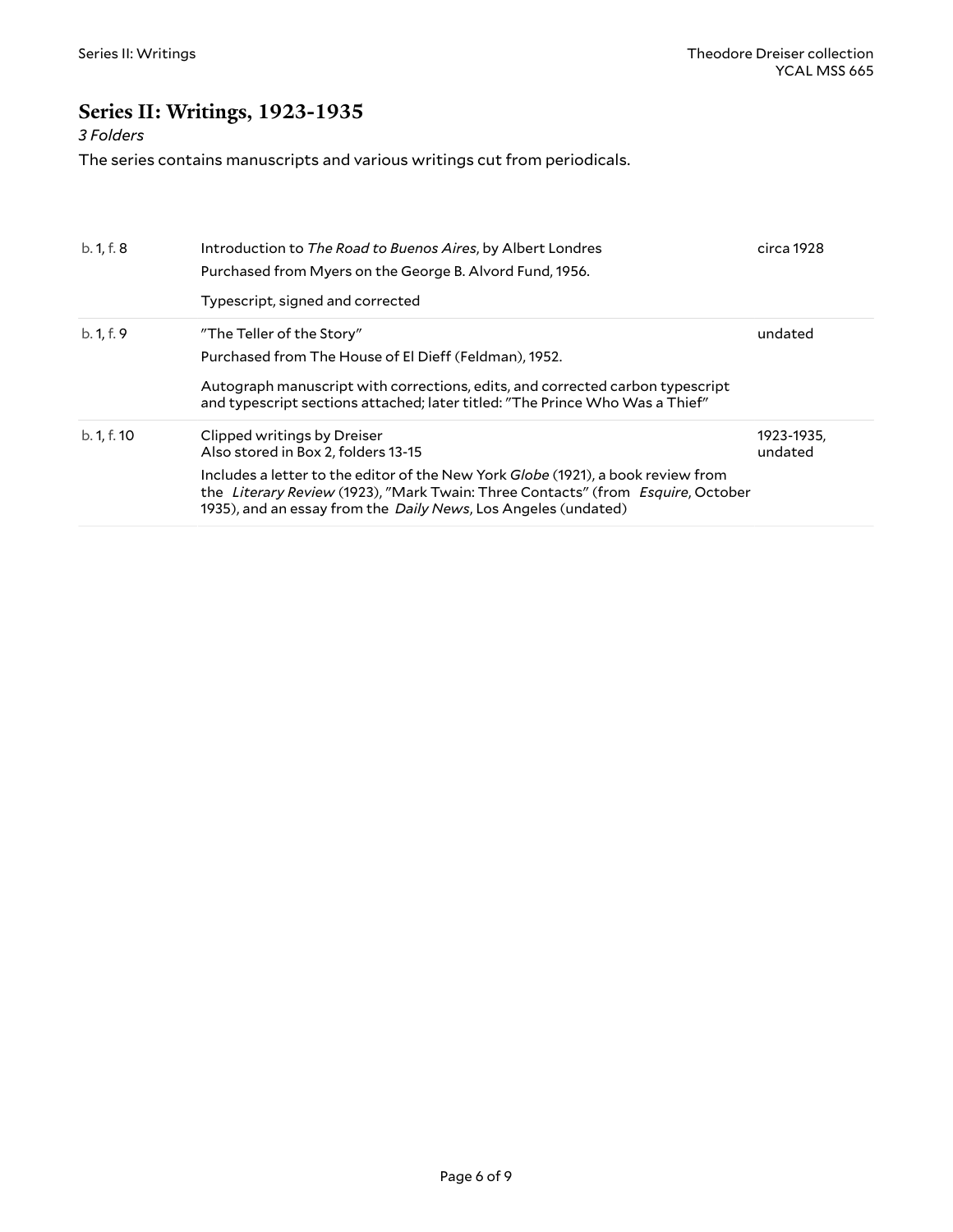## Series II: Writings, 1923-1935

*3 Folders*

The series contains manuscripts and various writings cut from periodicals.

| | | |
|---|---|---|
| b. 1, f. 8 | Introduction to *The Road to Buenos Aires*, by Albert Londres<br>Purchased from Myers on the George B. Alvord Fund, 1956.<br>Typescript, signed and corrected | circa 1928 |
| b. 1, f. 9 | "The Teller of the Story"<br>Purchased from The House of El Dieff (Feldman), 1952.<br>Autograph manuscript with corrections, edits, and corrected carbon typescript and typescript sections attached; later titled: "The Prince Who Was a Thief" | undated |
| b. 1, f. 10 | Clipped writings by Dreiser<br>Also stored in Box 2, folders 13-15<br>Includes a letter to the editor of the New York *Globe* (1921), a book review from the *Literary Review* (1923), "Mark Twain: Three Contacts" (from *Esquire*, October 1935), and an essay from the *Daily News*, Los Angeles (undated) | 1923-1935, undated |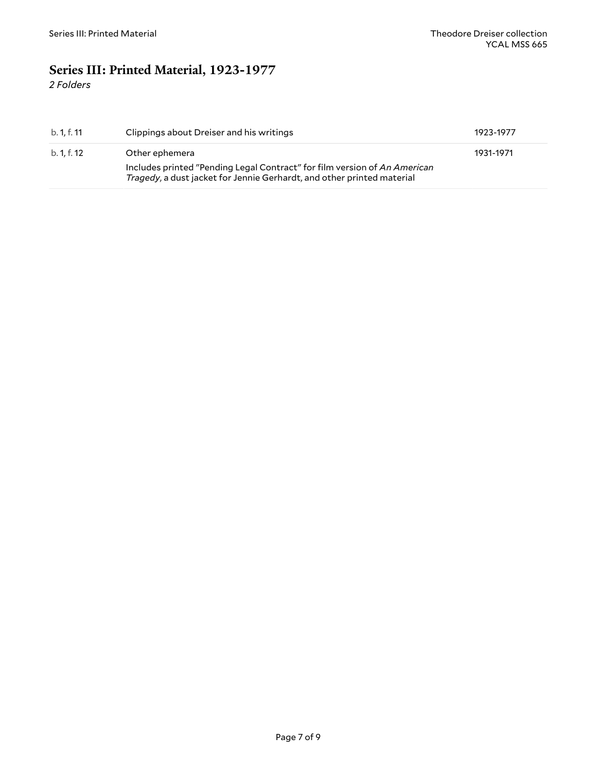## Series III: Printed Material, 1923-1977

*2 Folders*

| | | |
|---|---|---|
| b. 1, f. 11 | Clippings about Dreiser and his writings | 1923-1977 |
| b. 1, f. 12 | Other ephemera<br>Includes printed "Pending Legal Contract" for film version of *An American Tragedy*, a dust jacket for Jennie Gerhardt, and other printed material | 1931-1971 |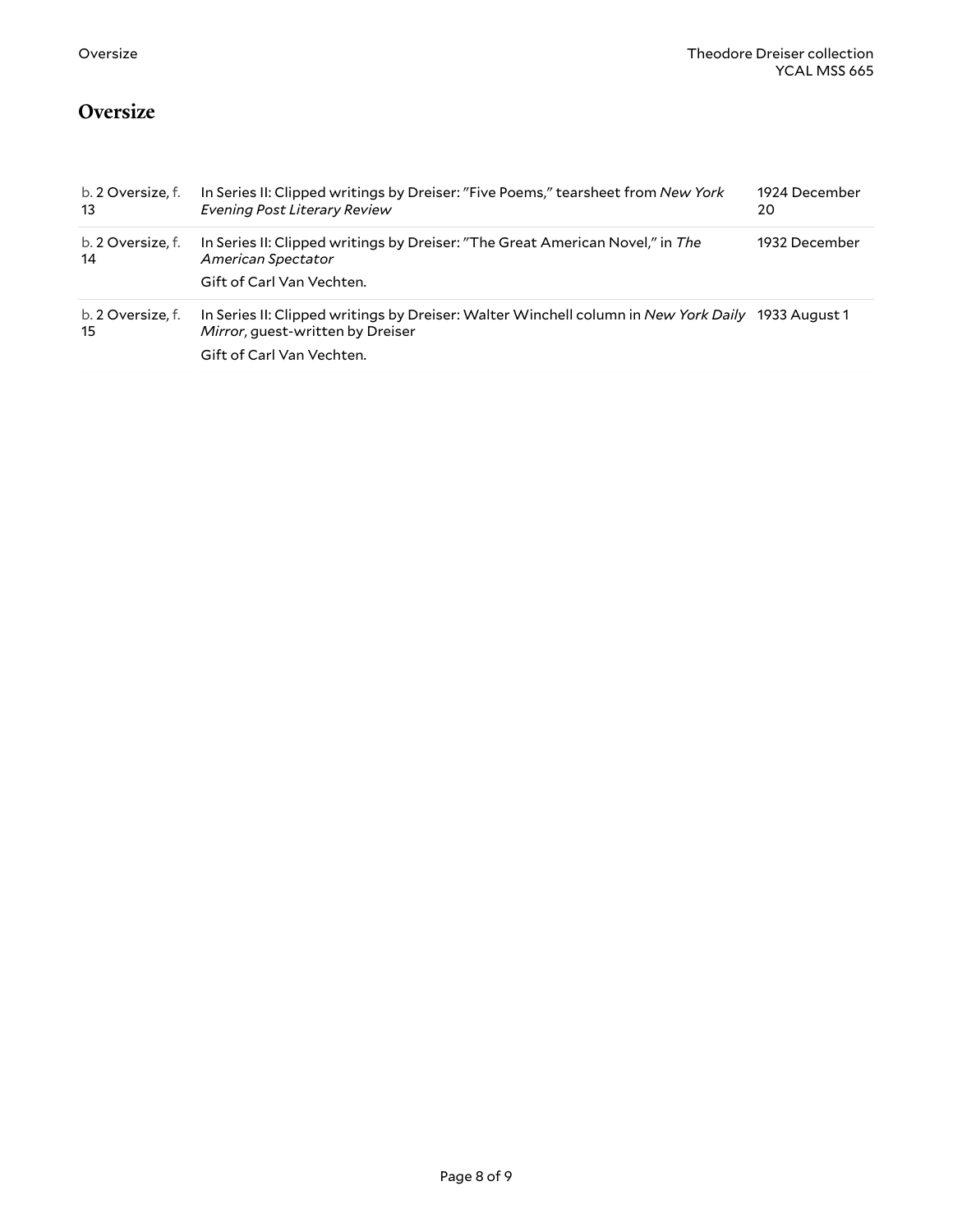## Oversize

| | | |
|---|---|---|
| b. 2 Oversize, f. 13 | In Series II: Clipped writings by Dreiser: "Five Poems," tearsheet from *New York Evening Post Literary Review* | 1924 December 20 |
| b. 2 Oversize, f. 14 | In Series II: Clipped writings by Dreiser: "The Great American Novel," in *The American Spectator*<br>Gift of Carl Van Vechten. | 1932 December |
| b. 2 Oversize, f. 15 | In Series II: Clipped writings by Dreiser: Walter Winchell column in *New York Daily Mirror*, guest-written by Dreiser<br>Gift of Carl Van Vechten. | 1933 August 1 |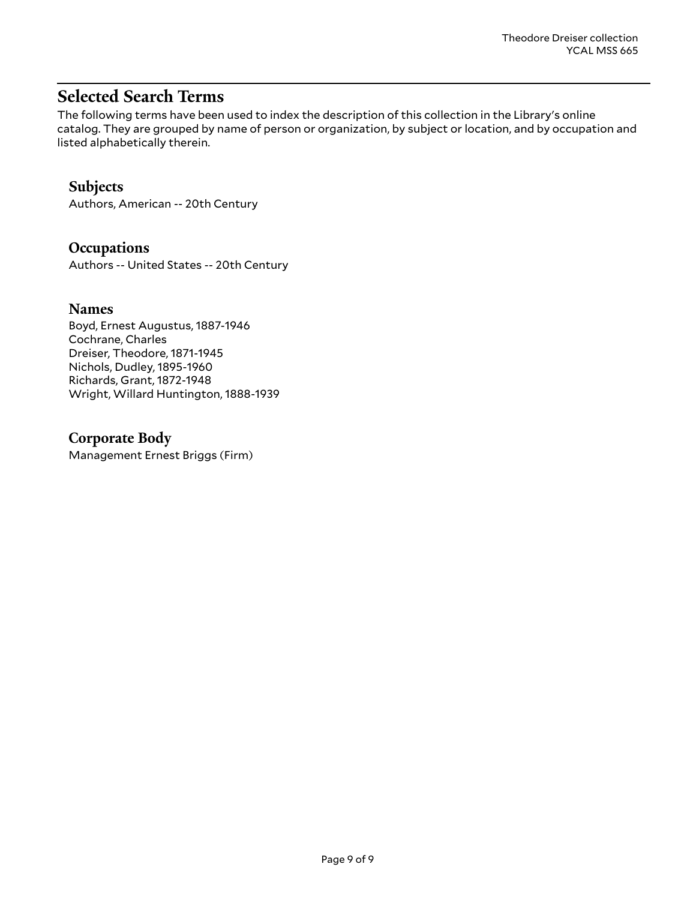## Selected Search Terms

The following terms have been used to index the description of this collection in the Library's online catalog. They are grouped by name of person or organization, by subject or location, and by occupation and listed alphabetically therein.

### Subjects

Authors, American -- 20th Century

### Occupations

Authors -- United States -- 20th Century

### Names

Boyd, Ernest Augustus, 1887-1946
Cochrane, Charles
Dreiser, Theodore, 1871-1945
Nichols, Dudley, 1895-1960
Richards, Grant, 1872-1948
Wright, Willard Huntington, 1888-1939

### Corporate Body

Management Ernest Briggs (Firm)